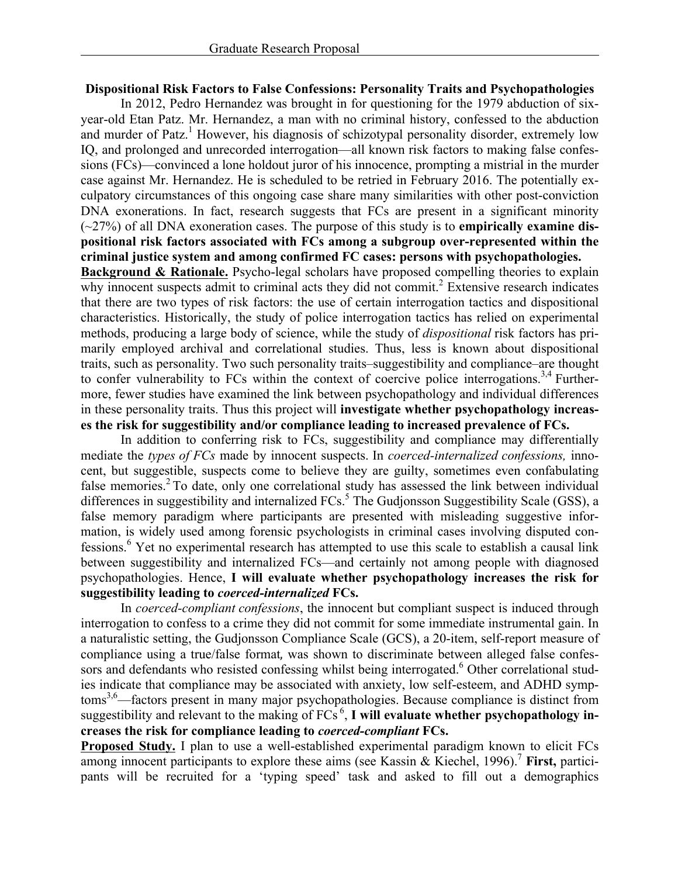**Dispositional Risk Factors to False Confessions: Personality Traits and Psychopathologies**

In 2012, Pedro Hernandez was brought in for questioning for the 1979 abduction of six-year-old Etan Patz. Mr. Hernandez, a man with no criminal history, confessed to the abduction and murder of Patz.[1] However, his diagnosis of schizotypal personality disorder, extremely low IQ, and prolonged and unrecorded interrogation—all known risk factors to making false confessions (FCs)—convinced a lone holdout juror of his innocence, prompting a mistrial in the murder case against Mr. Hernandez. He is scheduled to be retried in February 2016. The potentially exculpatory circumstances of this ongoing case share many similarities with other post-conviction DNA exonerations. In fact, research suggests that FCs are present in a significant minority (~27%) of all DNA exoneration cases. The purpose of this study is to **empirically examine dispositional risk factors associated with FCs among a subgroup over-represented within the criminal justice system and among confirmed FC cases: persons with psychopathologies.**

**Background & Rationale.** Psycho-legal scholars have proposed compelling theories to explain why innocent suspects admit to criminal acts they did not commit.[2] Extensive research indicates that there are two types of risk factors: the use of certain interrogation tactics and dispositional characteristics. Historically, the study of police interrogation tactics has relied on experimental methods, producing a large body of science, while the study of *dispositional* risk factors has primarily employed archival and correlational studies. Thus, less is known about dispositional traits, such as personality. Two such personality traits–suggestibility and compliance–are thought to confer vulnerability to FCs within the context of coercive police interrogations.[3,4] Furthermore, fewer studies have examined the link between psychopathology and individual differences in these personality traits. Thus this project will **investigate whether psychopathology increases the risk for suggestibility and/or compliance leading to increased prevalence of FCs.**

In addition to conferring risk to FCs, suggestibility and compliance may differentially mediate the *types of FCs* made by innocent suspects. In *coerced-internalized confessions,* innocent, but suggestible, suspects come to believe they are guilty, sometimes even confabulating false memories.[2] To date, only one correlational study has assessed the link between individual differences in suggestibility and internalized FCs.[5] The Gudjonsson Suggestibility Scale (GSS), a false memory paradigm where participants are presented with misleading suggestive information, is widely used among forensic psychologists in criminal cases involving disputed confessions.[6] Yet no experimental research has attempted to use this scale to establish a causal link between suggestibility and internalized FCs—and certainly not among people with diagnosed psychopathologies. Hence, **I will evaluate whether psychopathology increases the risk for suggestibility leading to *coerced-internalized* FCs.**

In *coerced-compliant confessions*, the innocent but compliant suspect is induced through interrogation to confess to a crime they did not commit for some immediate instrumental gain. In a naturalistic setting, the Gudjonsson Compliance Scale (GCS), a 20-item, self-report measure of compliance using a true/false format, was shown to discriminate between alleged false confessors and defendants who resisted confessing whilst being interrogated.[6] Other correlational studies indicate that compliance may be associated with anxiety, low self-esteem, and ADHD symptoms[3,6]—factors present in many major psychopathologies. Because compliance is distinct from suggestibility and relevant to the making of FCs[6], **I will evaluate whether psychopathology increases the risk for compliance leading to *coerced-compliant* FCs.**

**Proposed Study.** I plan to use a well-established experimental paradigm known to elicit FCs among innocent participants to explore these aims (see Kassin & Kiechel, 1996).[7] **First,** participants will be recruited for a 'typing speed' task and asked to fill out a demographics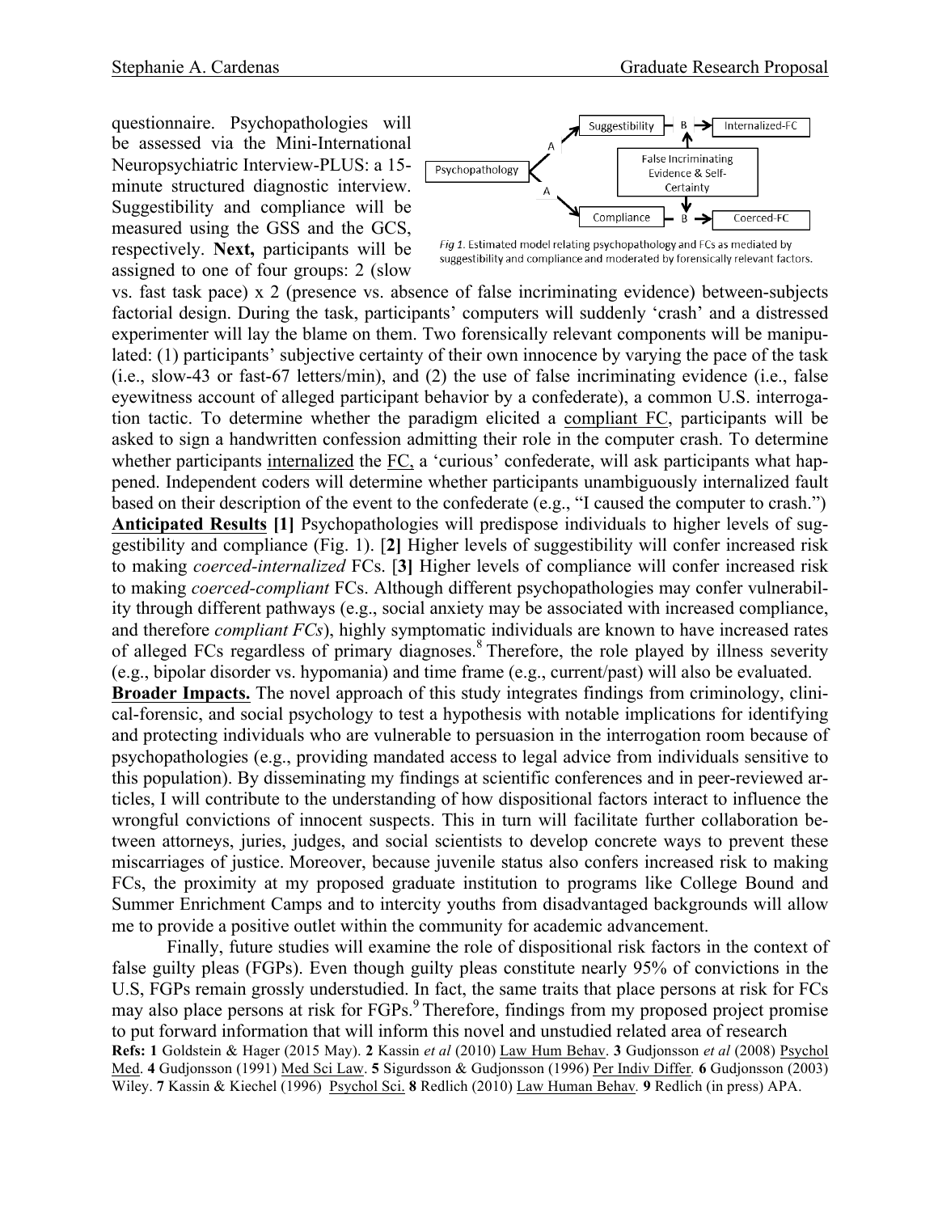questionnaire. Psychopathologies will be assessed via the Mini-International Neuropsychiatric Interview-PLUS: a 15-minute structured diagnostic interview. Suggestibility and compliance will be measured using the GSS and the GCS, respectively. **Next,** participants will be assigned to one of four groups: 2 (slow vs. fast task pace) x 2 (presence vs. absence of false incriminating evidence) between-subjects factorial design. During the task, participants' computers will suddenly 'crash' and a distressed experimenter will lay the blame on them. Two forensically relevant components will be manipulated: (1) participants' subjective certainty of their own innocence by varying the pace of the task (i.e., slow-43 or fast-67 letters/min), and (2) the use of false incriminating evidence (i.e., false eyewitness account of alleged participant behavior by a confederate), a common U.S. interrogation tactic. To determine whether the paradigm elicited a <u>compliant FC</u>, participants will be asked to sign a handwritten confession admitting their role in the computer crash. To determine whether participants <u>internalized</u> the <u>FC,</u> a 'curious' confederate, will ask participants what happened. Independent coders will determine whether participants unambiguously internalized fault based on their description of the event to the confederate (e.g., "I caused the computer to crash.")

Suggestibility
B
Internalized-FC
A
Psychopathology
False Incriminating Evidence & Self-Certainty
A
Compliance
B
Coerced-FC

*Fig 1.* Estimated model relating psychopathology and FCs as mediated by suggestibility and compliance and moderated by forensically relevant factors.

**<u>Anticipated Results</u> [1]** Psychopathologies will predispose individuals to higher levels of suggestibility and compliance (Fig. 1). [**2]** Higher levels of suggestibility will confer increased risk to making *coerced-internalized* FCs. [**3]** Higher levels of compliance will confer increased risk to making *coerced-compliant* FCs. Although different psychopathologies may confer vulnerability through different pathways (e.g., social anxiety may be associated with increased compliance, and therefore *compliant FCs*), highly symptomatic individuals are known to have increased rates of alleged FCs regardless of primary diagnoses.[8] Therefore, the role played by illness severity (e.g., bipolar disorder vs. hypomania) and time frame (e.g., current/past) will also be evaluated.

**<u>Broader Impacts.</u>** The novel approach of this study integrates findings from criminology, clinical-forensic, and social psychology to test a hypothesis with notable implications for identifying and protecting individuals who are vulnerable to persuasion in the interrogation room because of psychopathologies (e.g., providing mandated access to legal advice from individuals sensitive to this population). By disseminating my findings at scientific conferences and in peer-reviewed articles, I will contribute to the understanding of how dispositional factors interact to influence the wrongful convictions of innocent suspects. This in turn will facilitate further collaboration between attorneys, juries, judges, and social scientists to develop concrete ways to prevent these miscarriages of justice. Moreover, because juvenile status also confers increased risk to making FCs, the proximity at my proposed graduate institution to programs like College Bound and Summer Enrichment Camps and to intercity youths from disadvantaged backgrounds will allow me to provide a positive outlet within the community for academic advancement.

Finally, future studies will examine the role of dispositional risk factors in the context of false guilty pleas (FGPs). Even though guilty pleas constitute nearly 95% of convictions in the U.S, FGPs remain grossly understudied. In fact, the same traits that place persons at risk for FCs may also place persons at risk for FGPs.[9] Therefore, findings from my proposed project promise to put forward information that will inform this novel and unstudied related area of research

**Refs: 1** Goldstein & Hager (2015 May). **2** Kassin *et al* (2010) <u>Law Hum Behav</u>. **3** Gudjonsson *et al* (2008) <u>Psychol Med</u>. **4** Gudjonsson (1991) <u>Med Sci Law</u>. **5** Sigurdsson & Gudjonsson (1996) <u>Per Indiv Differ</u>. **6** Gudjonsson (2003) Wiley. **7** Kassin & Kiechel (1996) <u>Psychol Sci.</u> **8** Redlich (2010) <u>Law Human Behav</u>. **9** Redlich (in press) APA.